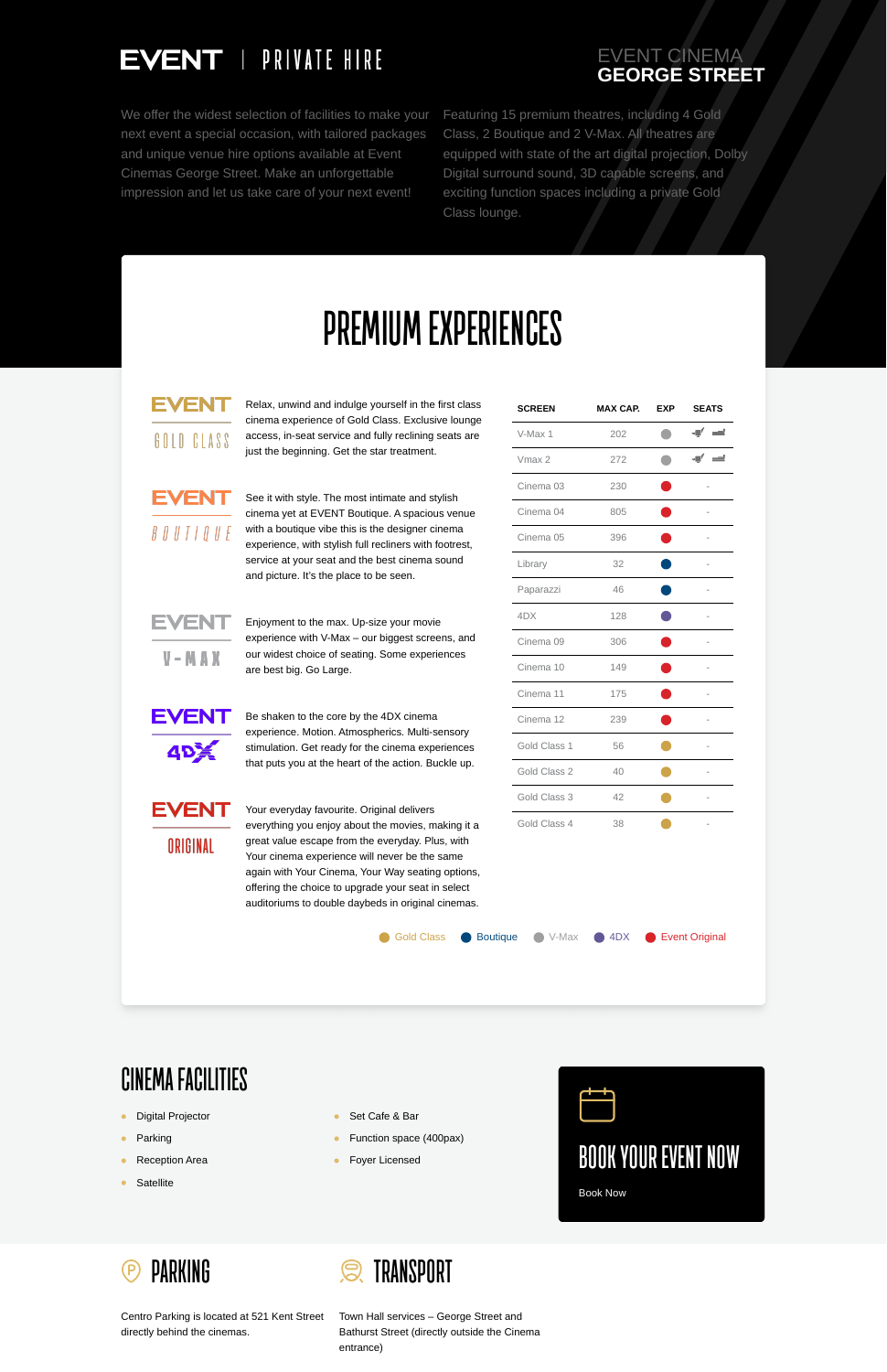# EVENT | PRIVATE HIRE

## EVENT CINEMA GEORGE STREET

We offer the widest selection of facilities to make your next event a special occasion, with tailored packages and unique venue hire options available at Event Cinemas George Street. Make an unforgettable impression and let us take care of your next event!

Featuring 15 premium theatres, including 4 Gold Class, 2 Boutique and 2 V-Max. All theatres are equipped with state of the art digital projection, Dolby Digital surround sound, 3D capable screens, and exciting function spaces including a private Gold Class lounge.

# PREMIUM EXPERIENCES

**EVENT GOLD CLASS**

Relax, unwind and indulge yourself in the first class cinema experience of Gold Class. Exclusive lounge access, in-seat service and fully reclining seats are just the beginning. Get the star treatment.

**EVENT BOUTIQUE**

See it with style. The most intimate and stylish cinema yet at EVENT Boutique. A spacious venue with a boutique vibe this is the designer cinema experience, with stylish full recliners with footrest, service at your seat and the best cinema sound and picture. It's the place to be seen.

**EVENT V-MAX**

Enjoyment to the max. Up-size your movie experience with V-Max – our biggest screens, and our widest choice of seating. Some experiences are best big. Go Large.

**EVENT 4DX**

Be shaken to the core by the 4DX cinema experience. Motion. Atmospherics. Multi-sensory stimulation. Get ready for the cinema experiences that puts you at the heart of the action. Buckle up.

**EVENT ORIGINAL**

Your everyday favourite. Original delivers everything you enjoy about the movies, making it a great value escape from the everyday. Plus, with Your cinema experience will never be the same again with Your Cinema, Your Way seating options, offering the choice to upgrade your seat in select auditoriums to double daybeds in original cinemas.

| SCREEN | MAX CAP. | EXP | SEATS |
|---|---|---|---|
| V-Max 1 | 202 | V-Max | |
| Vmax 2 | 272 | V-Max | |
| Cinema 03 | 230 | Event Original | - |
| Cinema 04 | 805 | Event Original | - |
| Cinema 05 | 396 | Event Original | - |
| Library | 32 | Boutique | - |
| Paparazzi | 46 | Boutique | - |
| 4DX | 128 | 4DX | - |
| Cinema 09 | 306 | Event Original | - |
| Cinema 10 | 149 | Event Original | - |
| Cinema 11 | 175 | Event Original | - |
| Cinema 12 | 239 | Event Original | - |
| Gold Class 1 | 56 | Gold Class | - |
| Gold Class 2 | 40 | Gold Class | - |
| Gold Class 3 | 42 | Gold Class | - |
| Gold Class 4 | 38 | Gold Class | - |

Gold Class · Boutique · V-Max · 4DX · Event Original

# CINEMA FACILITIES

- Digital Projector
- Parking
- Reception Area
- Satellite
- Set Cafe & Bar
- Function space (400pax)
- Foyer Licensed

## BOOK YOUR EVENT NOW

Book Now

## PARKING

Centro Parking is located at 521 Kent Street directly behind the cinemas.

## TRANSPORT

Town Hall services – George Street and Bathurst Street (directly outside the Cinema entrance)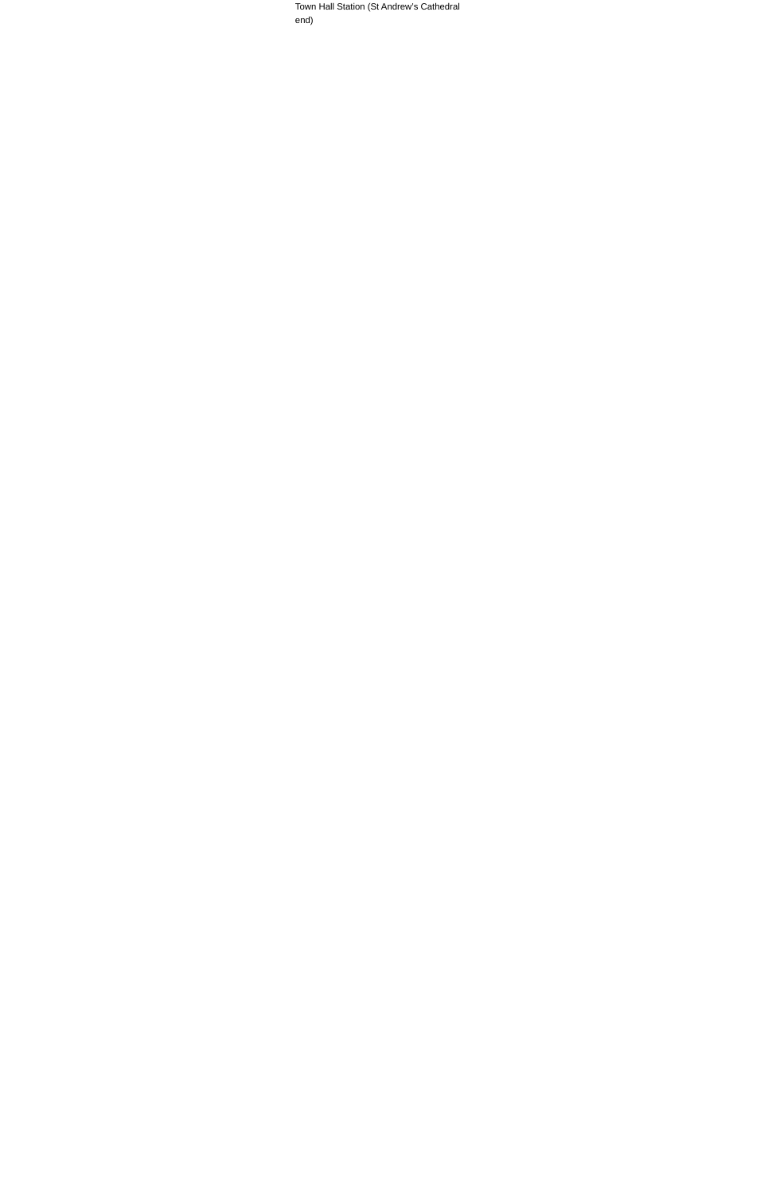Town Hall Station (St Andrew's Cathedral end)